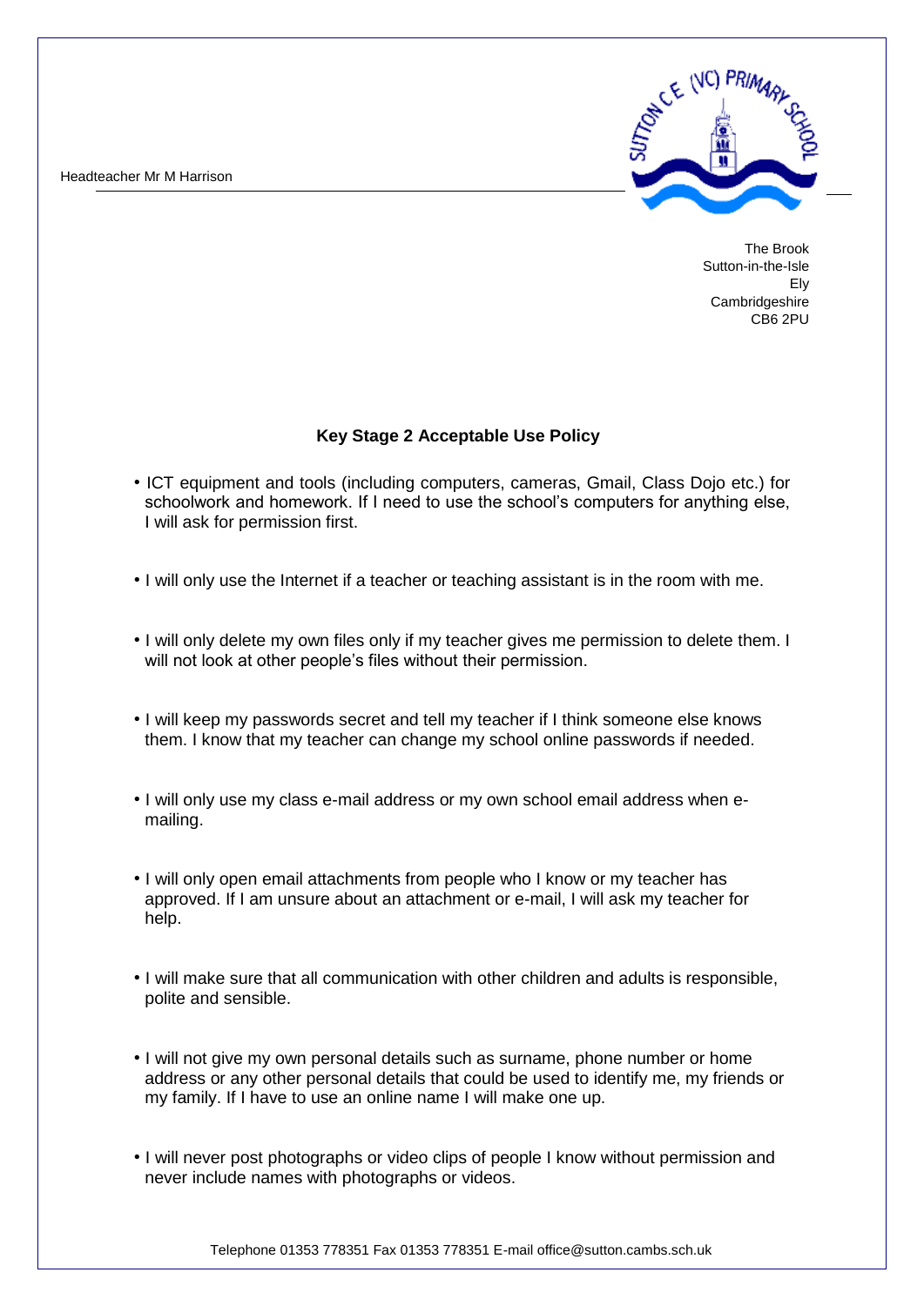Headteacher Mr M Harrison

The Brook
Sutton-in-the-Isle
Ely
Cambridgeshire
CB6 2PU

**Key Stage 2 Acceptable Use Policy**

- ICT equipment and tools (including computers, cameras, Gmail, Class Dojo etc.) for schoolwork and homework. If I need to use the school's computers for anything else, I will ask for permission first.

- I will only use the Internet if a teacher or teaching assistant is in the room with me.

- I will only delete my own files only if my teacher gives me permission to delete them. I will not look at other people's files without their permission.

- I will keep my passwords secret and tell my teacher if I think someone else knows them. I know that my teacher can change my school online passwords if needed.

- I will only use my class e-mail address or my own school email address when e-mailing.

- I will only open email attachments from people who I know or my teacher has approved. If I am unsure about an attachment or e-mail, I will ask my teacher for help.

- I will make sure that all communication with other children and adults is responsible, polite and sensible.

- I will not give my own personal details such as surname, phone number or home address or any other personal details that could be used to identify me, my friends or my family. If I have to use an online name I will make one up.

- I will never post photographs or video clips of people I know without permission and never include names with photographs or videos.

Telephone 01353 778351 Fax 01353 778351 E-mail office@sutton.cambs.sch.uk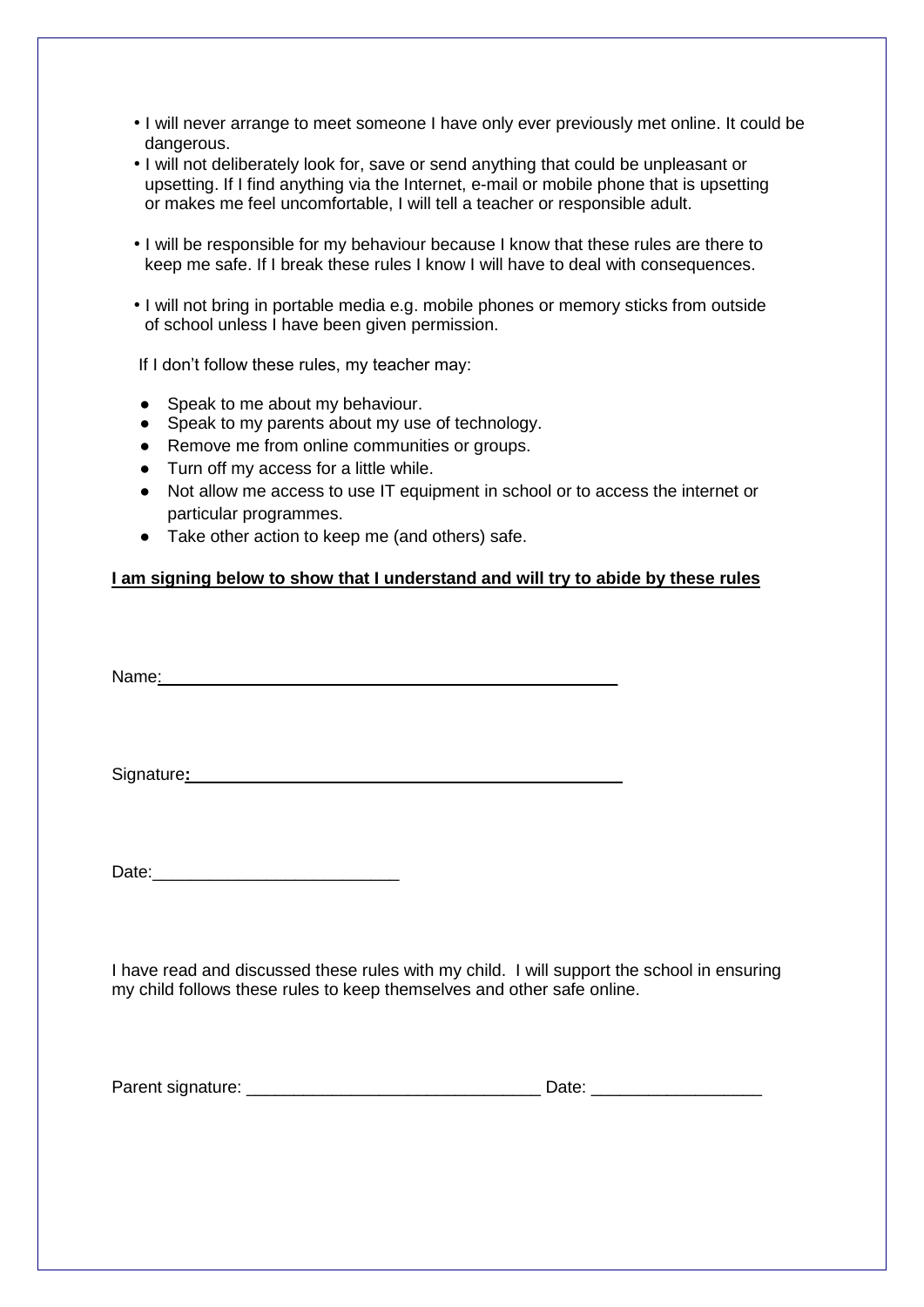- I will never arrange to meet someone I have only ever previously met online. It could be dangerous.
- I will not deliberately look for, save or send anything that could be unpleasant or upsetting. If I find anything via the Internet, e-mail or mobile phone that is upsetting or makes me feel uncomfortable, I will tell a teacher or responsible adult.
- I will be responsible for my behaviour because I know that these rules are there to keep me safe. If I break these rules I know I will have to deal with consequences.
- I will not bring in portable media e.g. mobile phones or memory sticks from outside of school unless I have been given permission.

If I don't follow these rules, my teacher may:

- Speak to me about my behaviour.
- Speak to my parents about my use of technology.
- Remove me from online communities or groups.
- Turn off my access for a little while.
- Not allow me access to use IT equipment in school or to access the internet or particular programmes.
- Take other action to keep me (and others) safe.

**I am signing below to show that I understand and will try to abide by these rules**

Name:\_\_\_\_\_\_\_\_\_\_\_\_\_\_\_\_\_\_\_\_\_\_\_\_\_\_\_\_\_\_\_\_\_\_\_\_\_\_\_\_\_\_\_\_\_\_

Signature:\_\_\_\_\_\_\_\_\_\_\_\_\_\_\_\_\_\_\_\_\_\_\_\_\_\_\_\_\_\_\_\_\_\_\_\_\_\_\_\_\_\_\_

Date:\_\_\_\_\_\_\_\_\_\_\_\_\_\_\_\_\_\_\_\_\_\_\_\_\_\_

I have read and discussed these rules with my child. I will support the school in ensuring my child follows these rules to keep themselves and other safe online.

Parent signature: \_\_\_\_\_\_\_\_\_\_\_\_\_\_\_\_\_\_\_\_\_\_\_\_\_\_\_\_\_\_\_ Date: \_\_\_\_\_\_\_\_\_\_\_\_\_\_\_\_\_\_